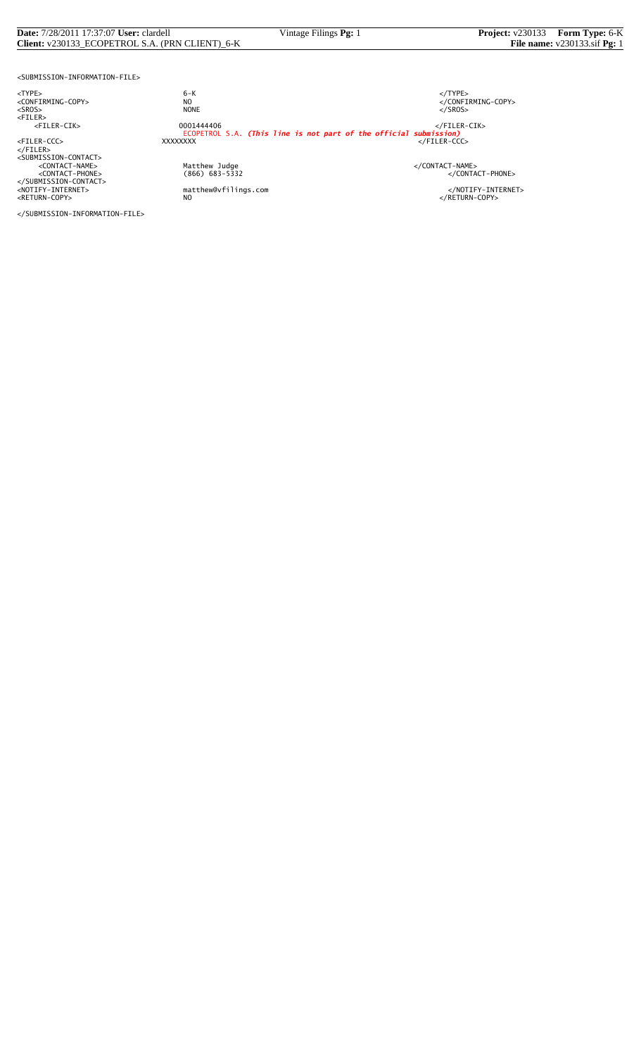```
<SUBMISSION-INFORMATION-FILE>

<TYPE>                      6-K                                                    </TYPE>
<CONFIRMING-COPY>           NO                                                     </CONFIRMING-COPY>
<SROS>                      NONE                                                   </SROS>
<FILER>
    <FILER-CIK>             0001444406                                             </FILER-CIK>
                            ECOPETROL S.A. (This line is not part of the official submission)
<FILER-CCC>                 XXXXXXXX                                               </FILER-CCC>
</FILER>
<SUBMISSION-CONTACT>
    <CONTACT-NAME>          Matthew Judge                                          </CONTACT-NAME>
    <CONTACT-PHONE>         (866) 683-5332                                         </CONTACT-PHONE>
</SUBMISSION-CONTACT>
<NOTIFY-INTERNET>           matthew@vfilings.com                                   </NOTIFY-INTERNET>
<RETURN-COPY>               NO                                                     </RETURN-COPY>

</SUBMISSION-INFORMATION-FILE>
```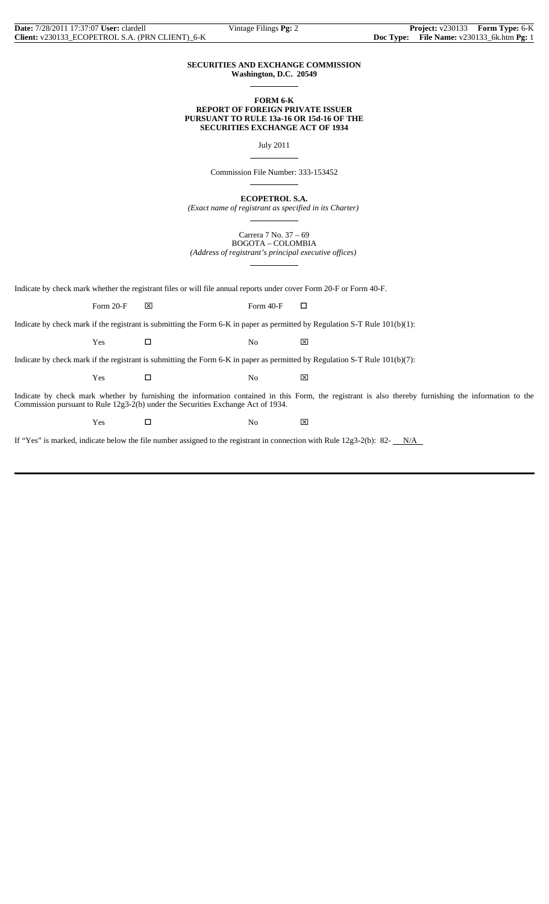**SECURITIES AND EXCHANGE COMMISSION**
**Washington, D.C. 20549**

**FORM 6-K**
**REPORT OF FOREIGN PRIVATE ISSUER**
**PURSUANT TO RULE 13a-16 OR 15d-16 OF THE**
**SECURITIES EXCHANGE ACT OF 1934**

July 2011

Commission File Number: 333-153452

**ECOPETROL S.A.**
*(Exact name of registrant as specified in its Charter)*

Carrera 7 No. 37 – 69
BOGOTA – COLOMBIA
*(Address of registrant's principal executive offices)*

Indicate by check mark whether the registrant files or will file annual reports under cover Form 20-F or Form 40-F.

Form 20-F ☒ Form 40-F ☐

Indicate by check mark if the registrant is submitting the Form 6-K in paper as permitted by Regulation S-T Rule 101(b)(1):

Yes ☐ No ☒

Indicate by check mark if the registrant is submitting the Form 6-K in paper as permitted by Regulation S-T Rule 101(b)(7):

Yes ☐ No ☒

Indicate by check mark whether by furnishing the information contained in this Form, the registrant is also thereby furnishing the information to the Commission pursuant to Rule 12g3-2(b) under the Securities Exchange Act of 1934.

Yes ☐ No ☒

If "Yes" is marked, indicate below the file number assigned to the registrant in connection with Rule 12g3-2(b): 82- N/A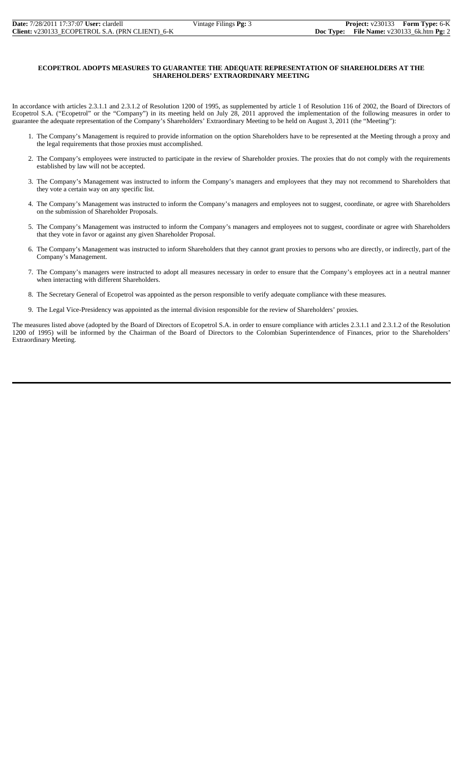**ECOPETROL ADOPTS MEASURES TO GUARANTEE THE ADEQUATE REPRESENTATION OF SHAREHOLDERS AT THE SHAREHOLDERS' EXTRAORDINARY MEETING**

In accordance with articles 2.3.1.1 and 2.3.1.2 of Resolution 1200 of 1995, as supplemented by article 1 of Resolution 116 of 2002, the Board of Directors of Ecopetrol S.A. ("Ecopetrol" or the "Company") in its meeting held on July 28, 2011 approved the implementation of the following measures in order to guarantee the adequate representation of the Company's Shareholders' Extraordinary Meeting to be held on August 3, 2011 (the "Meeting"):

1. The Company's Management is required to provide information on the option Shareholders have to be represented at the Meeting through a proxy and the legal requirements that those proxies must accomplished.
2. The Company's employees were instructed to participate in the review of Shareholder proxies. The proxies that do not comply with the requirements established by law will not be accepted.
3. The Company's Management was instructed to inform the Company's managers and employees that they may not recommend to Shareholders that they vote a certain way on any specific list.
4. The Company's Management was instructed to inform the Company's managers and employees not to suggest, coordinate, or agree with Shareholders on the submission of Shareholder Proposals.
5. The Company's Management was instructed to inform the Company's managers and employees not to suggest, coordinate or agree with Shareholders that they vote in favor or against any given Shareholder Proposal.
6. The Company's Management was instructed to inform Shareholders that they cannot grant proxies to persons who are directly, or indirectly, part of the Company's Management.
7. The Company's managers were instructed to adopt all measures necessary in order to ensure that the Company's employees act in a neutral manner when interacting with different Shareholders.
8. The Secretary General of Ecopetrol was appointed as the person responsible to verify adequate compliance with these measures.
9. The Legal Vice-Presidency was appointed as the internal division responsible for the review of Shareholders' proxies.

The measures listed above (adopted by the Board of Directors of Ecopetrol S.A. in order to ensure compliance with articles 2.3.1.1 and 2.3.1.2 of the Resolution 1200 of 1995) will be informed by the Chairman of the Board of Directors to the Colombian Superintendence of Finances, prior to the Shareholders' Extraordinary Meeting.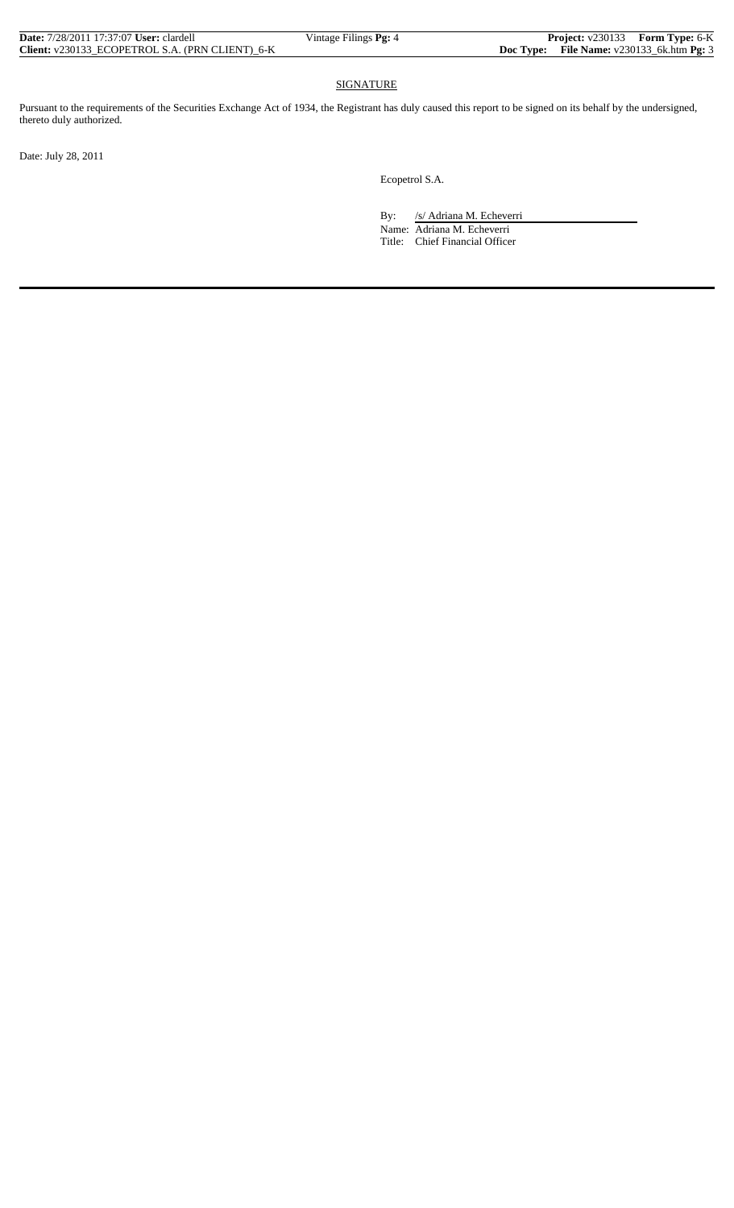## SIGNATURE

Pursuant to the requirements of the Securities Exchange Act of 1934, the Registrant has duly caused this report to be signed on its behalf by the undersigned, thereto duly authorized.

Date: July 28, 2011

Ecopetrol S.A.

By: /s/ Adriana M. Echeverri

Name: Adriana M. Echeverri

Title: Chief Financial Officer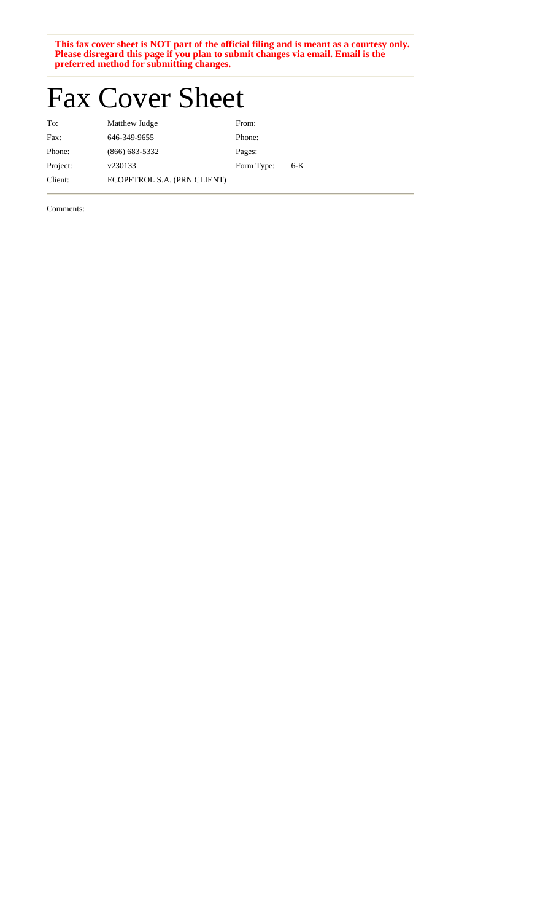**This fax cover sheet is NOT part of the official filing and is meant as a courtesy only. Please disregard this page if you plan to submit changes via email. Email is the preferred method for submitting changes.**

# Fax Cover Sheet

| | | | |
|---|---|---|---|
| To: | Matthew Judge | From: | |
| Fax: | 646-349-9655 | Phone: | |
| Phone: | (866) 683-5332 | Pages: | |
| Project: | v230133 | Form Type: | 6-K |
| Client: | ECOPETROL S.A. (PRN CLIENT) | | |

Comments: